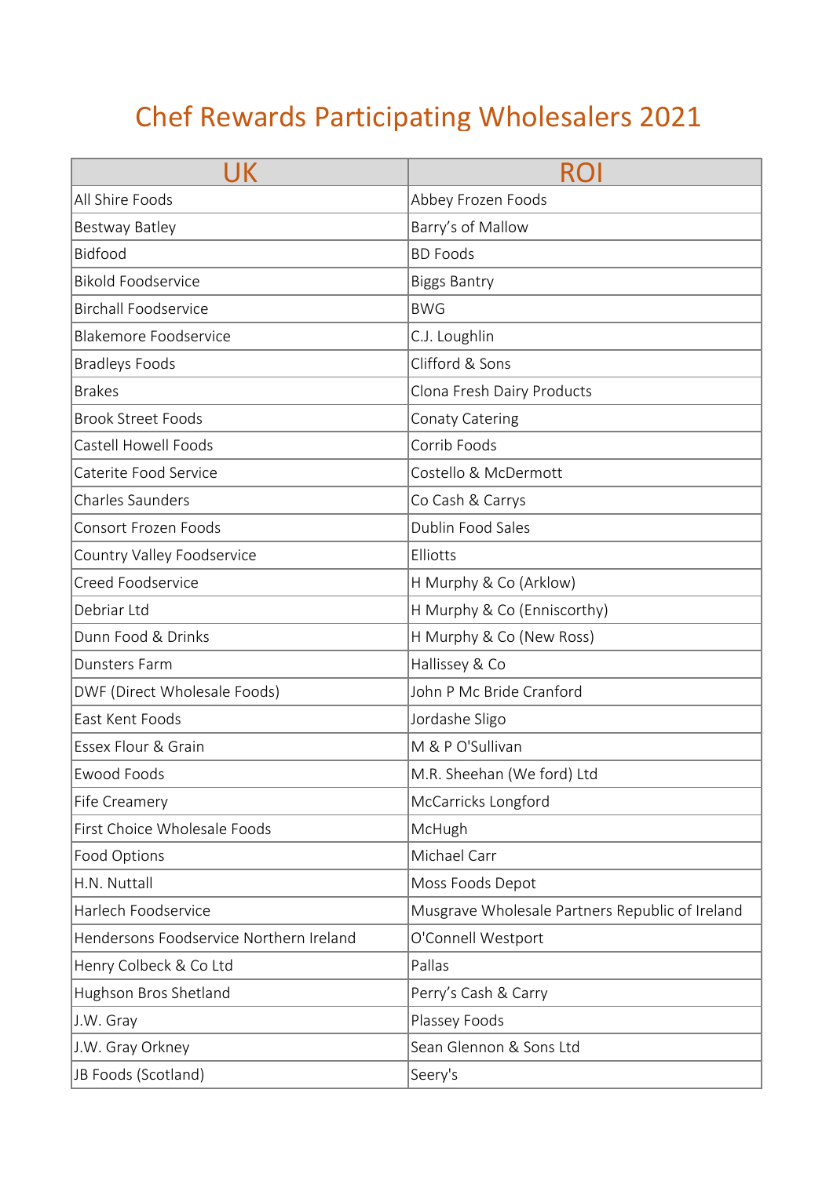# Chef Rewards Participating Wholesalers 2021

| UK | ROI |
|---|---|
| All Shire Foods | Abbey Frozen Foods |
| Bestway Batley | Barry's of Mallow |
| Bidfood | BD Foods |
| Bikold Foodservice | Biggs Bantry |
| Birchall Foodservice | BWG |
| Blakemore Foodservice | C.J. Loughlin |
| Bradleys Foods | Clifford & Sons |
| Brakes | Clona Fresh Dairy Products |
| Brook Street Foods | Conaty Catering |
| Castell Howell Foods | Corrib Foods |
| Caterite Food Service | Costello & McDermott |
| Charles Saunders | Co Cash & Carrys |
| Consort Frozen Foods | Dublin Food Sales |
| Country Valley Foodservice | Elliotts |
| Creed Foodservice | H Murphy & Co (Arklow) |
| Debriar Ltd | H Murphy & Co (Enniscorthy) |
| Dunn Food & Drinks | H Murphy & Co (New Ross) |
| Dunsters Farm | Hallissey & Co |
| DWF (Direct Wholesale Foods) | John P Mc Bride Cranford |
| East Kent Foods | Jordashe Sligo |
| Essex Flour & Grain | M & P O'Sullivan |
| Ewood Foods | M.R. Sheehan (We ford) Ltd |
| Fife Creamery | McCarricks Longford |
| First Choice Wholesale Foods | McHugh |
| Food Options | Michael Carr |
| H.N. Nuttall | Moss Foods Depot |
| Harlech Foodservice | Musgrave Wholesale Partners Republic of Ireland |
| Hendersons Foodservice Northern Ireland | O'Connell Westport |
| Henry Colbeck & Co Ltd | Pallas |
| Hughson Bros Shetland | Perry's Cash & Carry |
| J.W. Gray | Plassey Foods |
| J.W. Gray Orkney | Sean Glennon & Sons Ltd |
| JB Foods (Scotland) | Seery's |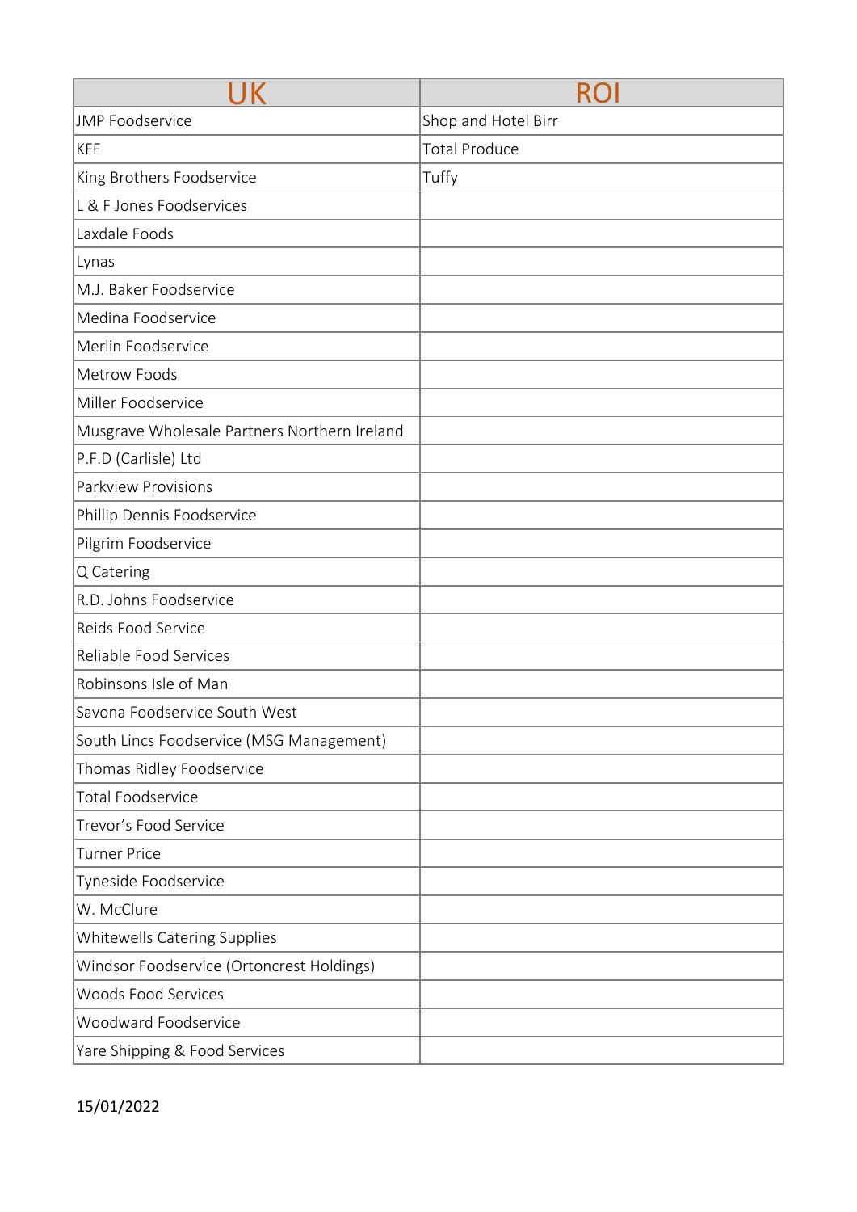| UK | ROI |
|---|---|
| JMP Foodservice | Shop and Hotel Birr |
| KFF | Total Produce |
| King Brothers Foodservice | Tuffy |
| L & F Jones Foodservices | |
| Laxdale Foods | |
| Lynas | |
| M.J. Baker Foodservice | |
| Medina Foodservice | |
| Merlin Foodservice | |
| Metrow Foods | |
| Miller Foodservice | |
| Musgrave Wholesale Partners Northern Ireland | |
| P.F.D (Carlisle) Ltd | |
| Parkview Provisions | |
| Phillip Dennis Foodservice | |
| Pilgrim Foodservice | |
| Q Catering | |
| R.D. Johns Foodservice | |
| Reids Food Service | |
| Reliable Food Services | |
| Robinsons Isle of Man | |
| Savona Foodservice South West | |
| South Lincs Foodservice (MSG Management) | |
| Thomas Ridley Foodservice | |
| Total Foodservice | |
| Trevor's Food Service | |
| Turner Price | |
| Tyneside Foodservice | |
| W. McClure | |
| Whitewells Catering Supplies | |
| Windsor Foodservice (Ortoncrest Holdings) | |
| Woods Food Services | |
| Woodward Foodservice | |
| Yare Shipping & Food Services | |

15/01/2022